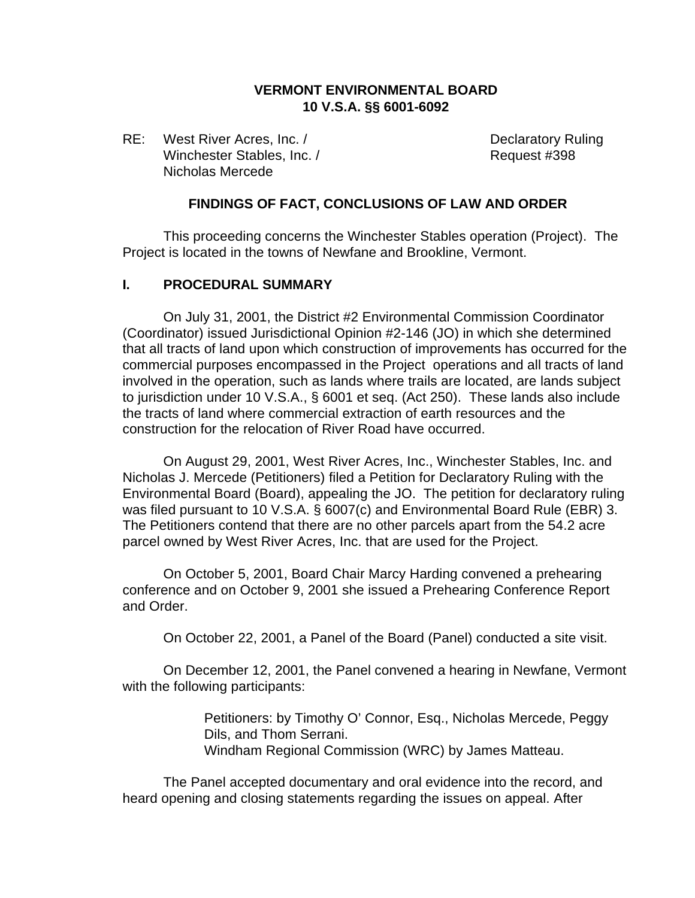**VERMONT ENVIRONMENTAL BOARD**
**10 V.S.A. §§ 6001-6092**

RE: West River Acres, Inc. / Winchester Stables, Inc. / Nicholas Mercede

Declaratory Ruling Request #398

## FINDINGS OF FACT, CONCLUSIONS OF LAW AND ORDER

This proceeding concerns the Winchester Stables operation (Project). The Project is located in the towns of Newfane and Brookline, Vermont.

## I. PROCEDURAL SUMMARY

On July 31, 2001, the District #2 Environmental Commission Coordinator (Coordinator) issued Jurisdictional Opinion #2-146 (JO) in which she determined that all tracts of land upon which construction of improvements has occurred for the commercial purposes encompassed in the Project operations and all tracts of land involved in the operation, such as lands where trails are located, are lands subject to jurisdiction under 10 V.S.A., § 6001 et seq. (Act 250). These lands also include the tracts of land where commercial extraction of earth resources and the construction for the relocation of River Road have occurred.

On August 29, 2001, West River Acres, Inc., Winchester Stables, Inc. and Nicholas J. Mercede (Petitioners) filed a Petition for Declaratory Ruling with the Environmental Board (Board), appealing the JO. The petition for declaratory ruling was filed pursuant to 10 V.S.A. § 6007(c) and Environmental Board Rule (EBR) 3. The Petitioners contend that there are no other parcels apart from the 54.2 acre parcel owned by West River Acres, Inc. that are used for the Project.

On October 5, 2001, Board Chair Marcy Harding convened a prehearing conference and on October 9, 2001 she issued a Prehearing Conference Report and Order.

On October 22, 2001, a Panel of the Board (Panel) conducted a site visit.

On December 12, 2001, the Panel convened a hearing in Newfane, Vermont with the following participants:

> Petitioners: by Timothy O' Connor, Esq., Nicholas Mercede, Peggy Dils, and Thom Serrani.
> Windham Regional Commission (WRC) by James Matteau.

The Panel accepted documentary and oral evidence into the record, and heard opening and closing statements regarding the issues on appeal. After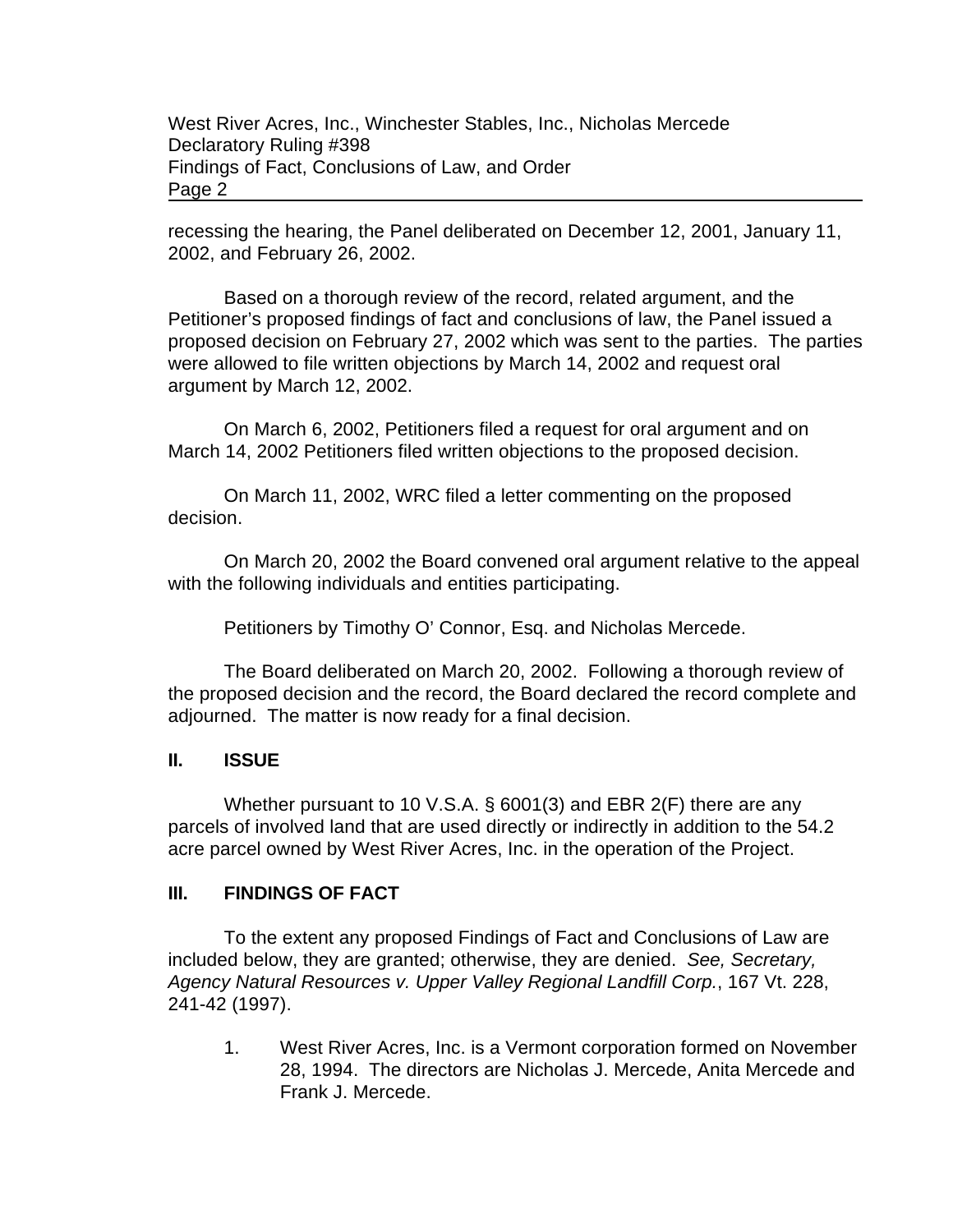recessing the hearing, the Panel deliberated on December 12, 2001, January 11, 2002, and February 26, 2002.

Based on a thorough review of the record, related argument, and the Petitioner's proposed findings of fact and conclusions of law, the Panel issued a proposed decision on February 27, 2002 which was sent to the parties. The parties were allowed to file written objections by March 14, 2002 and request oral argument by March 12, 2002.

On March 6, 2002, Petitioners filed a request for oral argument and on March 14, 2002 Petitioners filed written objections to the proposed decision.

On March 11, 2002, WRC filed a letter commenting on the proposed decision.

On March 20, 2002 the Board convened oral argument relative to the appeal with the following individuals and entities participating.

Petitioners by Timothy O' Connor, Esq. and Nicholas Mercede.

The Board deliberated on March 20, 2002. Following a thorough review of the proposed decision and the record, the Board declared the record complete and adjourned. The matter is now ready for a final decision.

## II. ISSUE

Whether pursuant to 10 V.S.A. § 6001(3) and EBR 2(F) there are any parcels of involved land that are used directly or indirectly in addition to the 54.2 acre parcel owned by West River Acres, Inc. in the operation of the Project.

## III. FINDINGS OF FACT

To the extent any proposed Findings of Fact and Conclusions of Law are included below, they are granted; otherwise, they are denied. *See, Secretary, Agency Natural Resources v. Upper Valley Regional Landfill Corp.*, 167 Vt. 228, 241-42 (1997).

1. West River Acres, Inc. is a Vermont corporation formed on November 28, 1994. The directors are Nicholas J. Mercede, Anita Mercede and Frank J. Mercede.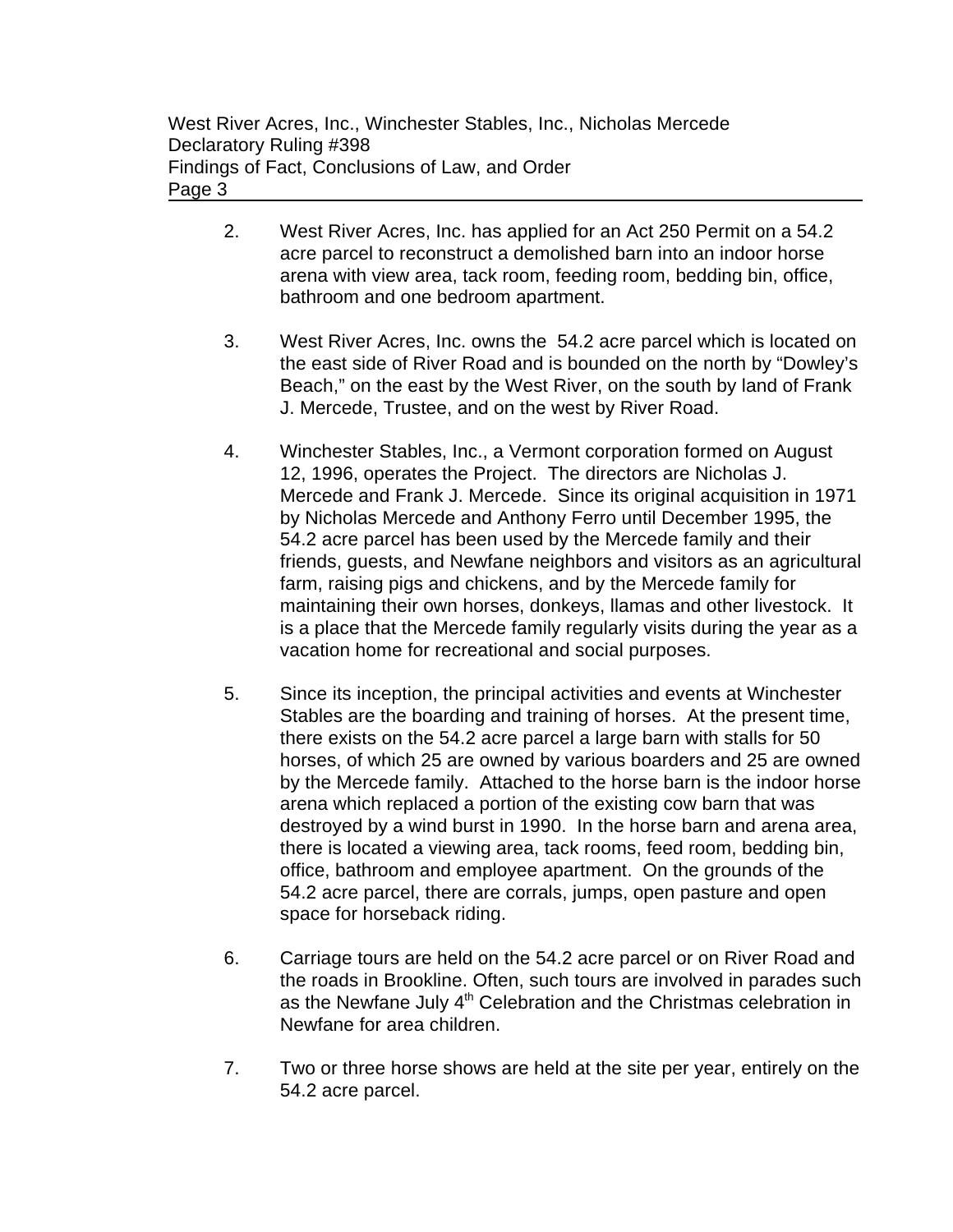2. West River Acres, Inc. has applied for an Act 250 Permit on a 54.2 acre parcel to reconstruct a demolished barn into an indoor horse arena with view area, tack room, feeding room, bedding bin, office, bathroom and one bedroom apartment.

3. West River Acres, Inc. owns the 54.2 acre parcel which is located on the east side of River Road and is bounded on the north by "Dowley's Beach," on the east by the West River, on the south by land of Frank J. Mercede, Trustee, and on the west by River Road.

4. Winchester Stables, Inc., a Vermont corporation formed on August 12, 1996, operates the Project. The directors are Nicholas J. Mercede and Frank J. Mercede. Since its original acquisition in 1971 by Nicholas Mercede and Anthony Ferro until December 1995, the 54.2 acre parcel has been used by the Mercede family and their friends, guests, and Newfane neighbors and visitors as an agricultural farm, raising pigs and chickens, and by the Mercede family for maintaining their own horses, donkeys, llamas and other livestock. It is a place that the Mercede family regularly visits during the year as a vacation home for recreational and social purposes.

5. Since its inception, the principal activities and events at Winchester Stables are the boarding and training of horses. At the present time, there exists on the 54.2 acre parcel a large barn with stalls for 50 horses, of which 25 are owned by various boarders and 25 are owned by the Mercede family. Attached to the horse barn is the indoor horse arena which replaced a portion of the existing cow barn that was destroyed by a wind burst in 1990. In the horse barn and arena area, there is located a viewing area, tack rooms, feed room, bedding bin, office, bathroom and employee apartment. On the grounds of the 54.2 acre parcel, there are corrals, jumps, open pasture and open space for horseback riding.

6. Carriage tours are held on the 54.2 acre parcel or on River Road and the roads in Brookline. Often, such tours are involved in parades such as the Newfane July 4th Celebration and the Christmas celebration in Newfane for area children.

7. Two or three horse shows are held at the site per year, entirely on the 54.2 acre parcel.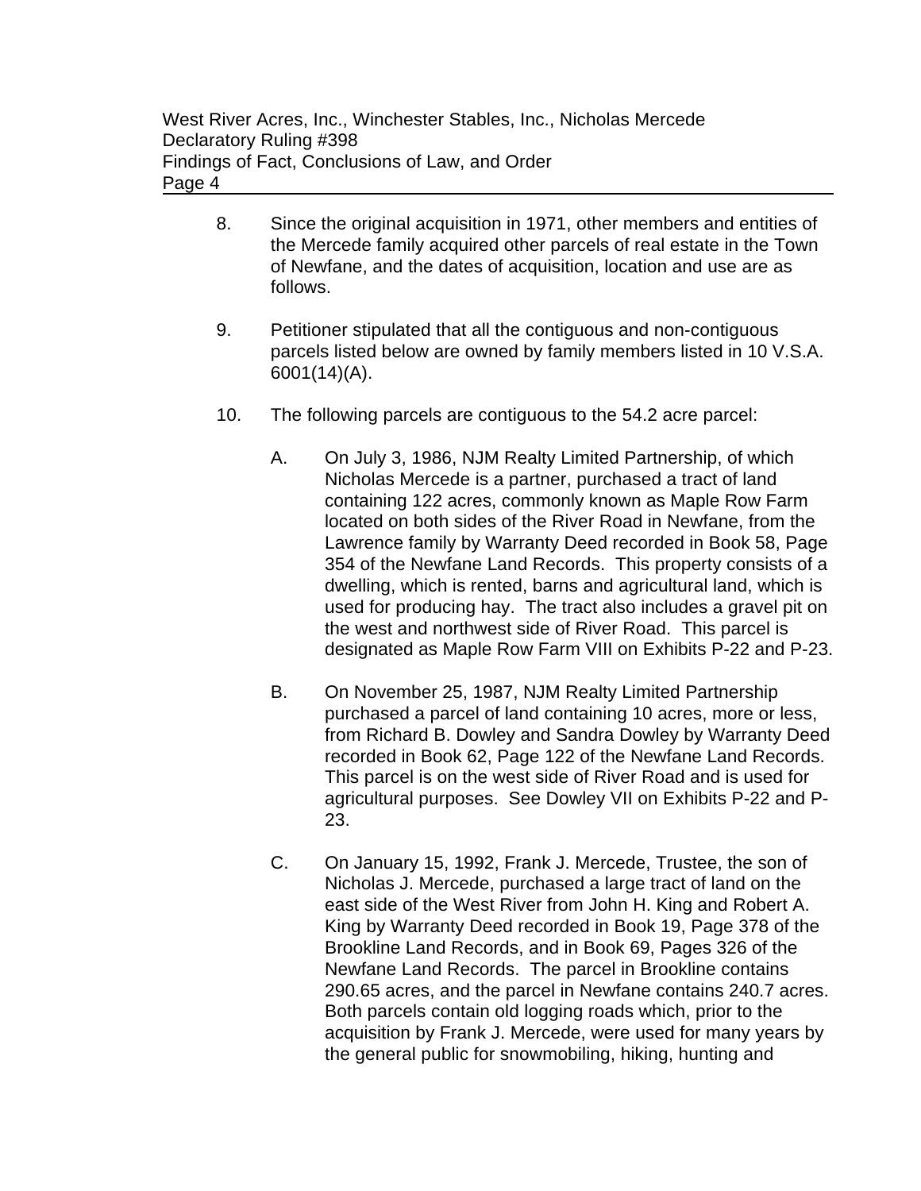8. Since the original acquisition in 1971, other members and entities of the Mercede family acquired other parcels of real estate in the Town of Newfane, and the dates of acquisition, location and use are as follows.

9. Petitioner stipulated that all the contiguous and non-contiguous parcels listed below are owned by family members listed in 10 V.S.A. 6001(14)(A).

10. The following parcels are contiguous to the 54.2 acre parcel:

    A. On July 3, 1986, NJM Realty Limited Partnership, of which Nicholas Mercede is a partner, purchased a tract of land containing 122 acres, commonly known as Maple Row Farm located on both sides of the River Road in Newfane, from the Lawrence family by Warranty Deed recorded in Book 58, Page 354 of the Newfane Land Records. This property consists of a dwelling, which is rented, barns and agricultural land, which is used for producing hay. The tract also includes a gravel pit on the west and northwest side of River Road. This parcel is designated as Maple Row Farm VIII on Exhibits P-22 and P-23.

    B. On November 25, 1987, NJM Realty Limited Partnership purchased a parcel of land containing 10 acres, more or less, from Richard B. Dowley and Sandra Dowley by Warranty Deed recorded in Book 62, Page 122 of the Newfane Land Records. This parcel is on the west side of River Road and is used for agricultural purposes. See Dowley VII on Exhibits P-22 and P-23.

    C. On January 15, 1992, Frank J. Mercede, Trustee, the son of Nicholas J. Mercede, purchased a large tract of land on the east side of the West River from John H. King and Robert A. King by Warranty Deed recorded in Book 19, Page 378 of the Brookline Land Records, and in Book 69, Pages 326 of the Newfane Land Records. The parcel in Brookline contains 290.65 acres, and the parcel in Newfane contains 240.7 acres. Both parcels contain old logging roads which, prior to the acquisition by Frank J. Mercede, were used for many years by the general public for snowmobiling, hiking, hunting and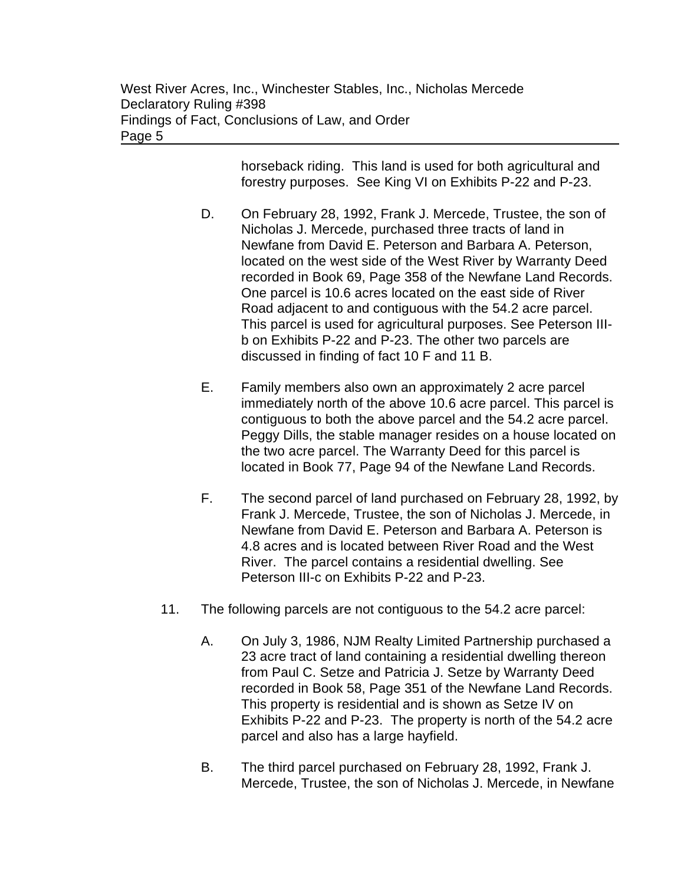horseback riding. This land is used for both agricultural and forestry purposes. See King VI on Exhibits P-22 and P-23.

D. On February 28, 1992, Frank J. Mercede, Trustee, the son of Nicholas J. Mercede, purchased three tracts of land in Newfane from David E. Peterson and Barbara A. Peterson, located on the west side of the West River by Warranty Deed recorded in Book 69, Page 358 of the Newfane Land Records. One parcel is 10.6 acres located on the east side of River Road adjacent to and contiguous with the 54.2 acre parcel. This parcel is used for agricultural purposes. See Peterson III-b on Exhibits P-22 and P-23. The other two parcels are discussed in finding of fact 10 F and 11 B.

E. Family members also own an approximately 2 acre parcel immediately north of the above 10.6 acre parcel. This parcel is contiguous to both the above parcel and the 54.2 acre parcel. Peggy Dills, the stable manager resides on a house located on the two acre parcel. The Warranty Deed for this parcel is located in Book 77, Page 94 of the Newfane Land Records.

F. The second parcel of land purchased on February 28, 1992, by Frank J. Mercede, Trustee, the son of Nicholas J. Mercede, in Newfane from David E. Peterson and Barbara A. Peterson is 4.8 acres and is located between River Road and the West River. The parcel contains a residential dwelling. See Peterson III-c on Exhibits P-22 and P-23.

11. The following parcels are not contiguous to the 54.2 acre parcel:

A. On July 3, 1986, NJM Realty Limited Partnership purchased a 23 acre tract of land containing a residential dwelling thereon from Paul C. Setze and Patricia J. Setze by Warranty Deed recorded in Book 58, Page 351 of the Newfane Land Records. This property is residential and is shown as Setze IV on Exhibits P-22 and P-23. The property is north of the 54.2 acre parcel and also has a large hayfield.

B. The third parcel purchased on February 28, 1992, Frank J. Mercede, Trustee, the son of Nicholas J. Mercede, in Newfane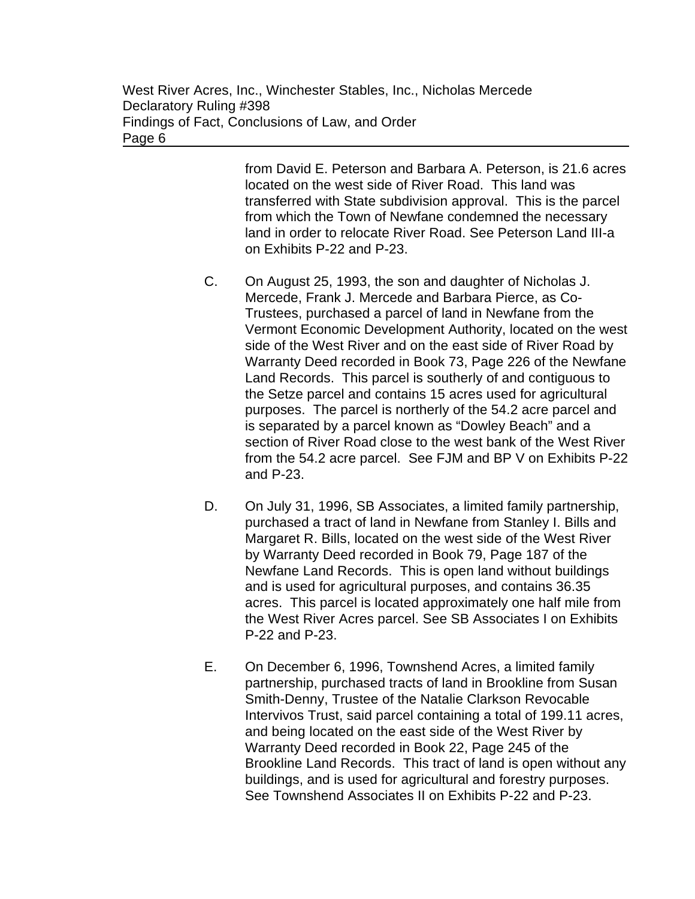from David E. Peterson and Barbara A. Peterson, is 21.6 acres located on the west side of River Road. This land was transferred with State subdivision approval. This is the parcel from which the Town of Newfane condemned the necessary land in order to relocate River Road. See Peterson Land III-a on Exhibits P-22 and P-23.

C. On August 25, 1993, the son and daughter of Nicholas J. Mercede, Frank J. Mercede and Barbara Pierce, as Co-Trustees, purchased a parcel of land in Newfane from the Vermont Economic Development Authority, located on the west side of the West River and on the east side of River Road by Warranty Deed recorded in Book 73, Page 226 of the Newfane Land Records. This parcel is southerly of and contiguous to the Setze parcel and contains 15 acres used for agricultural purposes. The parcel is northerly of the 54.2 acre parcel and is separated by a parcel known as "Dowley Beach" and a section of River Road close to the west bank of the West River from the 54.2 acre parcel. See FJM and BP V on Exhibits P-22 and P-23.

D. On July 31, 1996, SB Associates, a limited family partnership, purchased a tract of land in Newfane from Stanley I. Bills and Margaret R. Bills, located on the west side of the West River by Warranty Deed recorded in Book 79, Page 187 of the Newfane Land Records. This is open land without buildings and is used for agricultural purposes, and contains 36.35 acres. This parcel is located approximately one half mile from the West River Acres parcel. See SB Associates I on Exhibits P-22 and P-23.

E. On December 6, 1996, Townshend Acres, a limited family partnership, purchased tracts of land in Brookline from Susan Smith-Denny, Trustee of the Natalie Clarkson Revocable Intervivos Trust, said parcel containing a total of 199.11 acres, and being located on the east side of the West River by Warranty Deed recorded in Book 22, Page 245 of the Brookline Land Records. This tract of land is open without any buildings, and is used for agricultural and forestry purposes. See Townshend Associates II on Exhibits P-22 and P-23.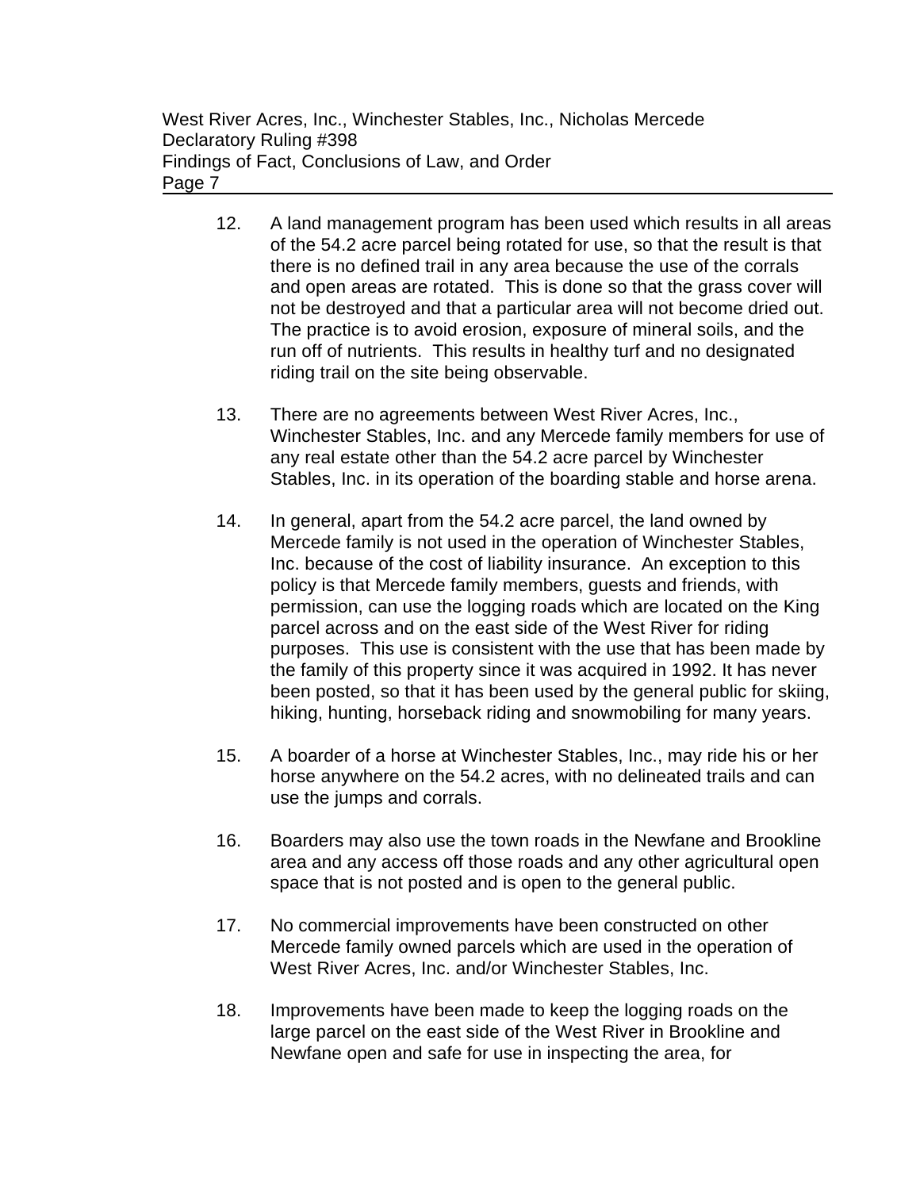12. A land management program has been used which results in all areas of the 54.2 acre parcel being rotated for use, so that the result is that there is no defined trail in any area because the use of the corrals and open areas are rotated. This is done so that the grass cover will not be destroyed and that a particular area will not become dried out. The practice is to avoid erosion, exposure of mineral soils, and the run off of nutrients. This results in healthy turf and no designated riding trail on the site being observable.

13. There are no agreements between West River Acres, Inc., Winchester Stables, Inc. and any Mercede family members for use of any real estate other than the 54.2 acre parcel by Winchester Stables, Inc. in its operation of the boarding stable and horse arena.

14. In general, apart from the 54.2 acre parcel, the land owned by Mercede family is not used in the operation of Winchester Stables, Inc. because of the cost of liability insurance. An exception to this policy is that Mercede family members, guests and friends, with permission, can use the logging roads which are located on the King parcel across and on the east side of the West River for riding purposes. This use is consistent with the use that has been made by the family of this property since it was acquired in 1992. It has never been posted, so that it has been used by the general public for skiing, hiking, hunting, horseback riding and snowmobiling for many years.

15. A boarder of a horse at Winchester Stables, Inc., may ride his or her horse anywhere on the 54.2 acres, with no delineated trails and can use the jumps and corrals.

16. Boarders may also use the town roads in the Newfane and Brookline area and any access off those roads and any other agricultural open space that is not posted and is open to the general public.

17. No commercial improvements have been constructed on other Mercede family owned parcels which are used in the operation of West River Acres, Inc. and/or Winchester Stables, Inc.

18. Improvements have been made to keep the logging roads on the large parcel on the east side of the West River in Brookline and Newfane open and safe for use in inspecting the area, for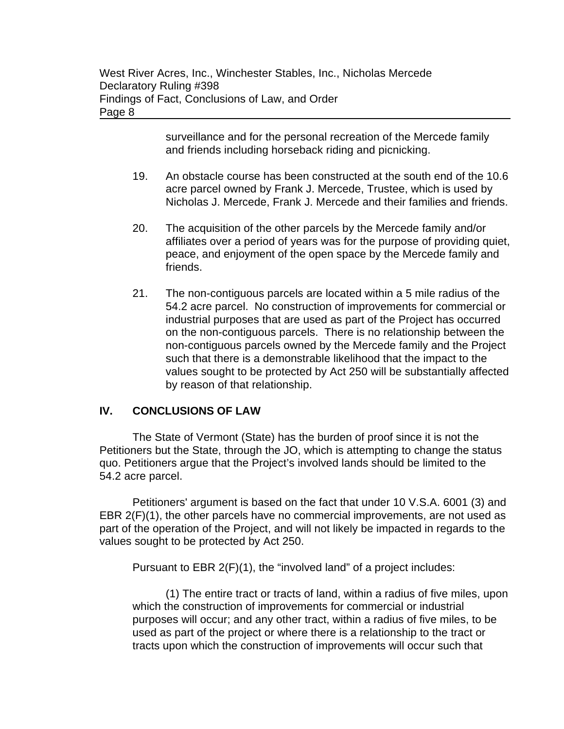surveillance and for the personal recreation of the Mercede family and friends including horseback riding and picnicking.

19. An obstacle course has been constructed at the south end of the 10.6 acre parcel owned by Frank J. Mercede, Trustee, which is used by Nicholas J. Mercede, Frank J. Mercede and their families and friends.

20. The acquisition of the other parcels by the Mercede family and/or affiliates over a period of years was for the purpose of providing quiet, peace, and enjoyment of the open space by the Mercede family and friends.

21. The non-contiguous parcels are located within a 5 mile radius of the 54.2 acre parcel. No construction of improvements for commercial or industrial purposes that are used as part of the Project has occurred on the non-contiguous parcels. There is no relationship between the non-contiguous parcels owned by the Mercede family and the Project such that there is a demonstrable likelihood that the impact to the values sought to be protected by Act 250 will be substantially affected by reason of that relationship.

## IV. CONCLUSIONS OF LAW

The State of Vermont (State) has the burden of proof since it is not the Petitioners but the State, through the JO, which is attempting to change the status quo. Petitioners argue that the Project's involved lands should be limited to the 54.2 acre parcel.

Petitioners' argument is based on the fact that under 10 V.S.A. 6001 (3) and EBR 2(F)(1), the other parcels have no commercial improvements, are not used as part of the operation of the Project, and will not likely be impacted in regards to the values sought to be protected by Act 250.

Pursuant to EBR 2(F)(1), the "involved land" of a project includes:

> (1) The entire tract or tracts of land, within a radius of five miles, upon which the construction of improvements for commercial or industrial purposes will occur; and any other tract, within a radius of five miles, to be used as part of the project or where there is a relationship to the tract or tracts upon which the construction of improvements will occur such that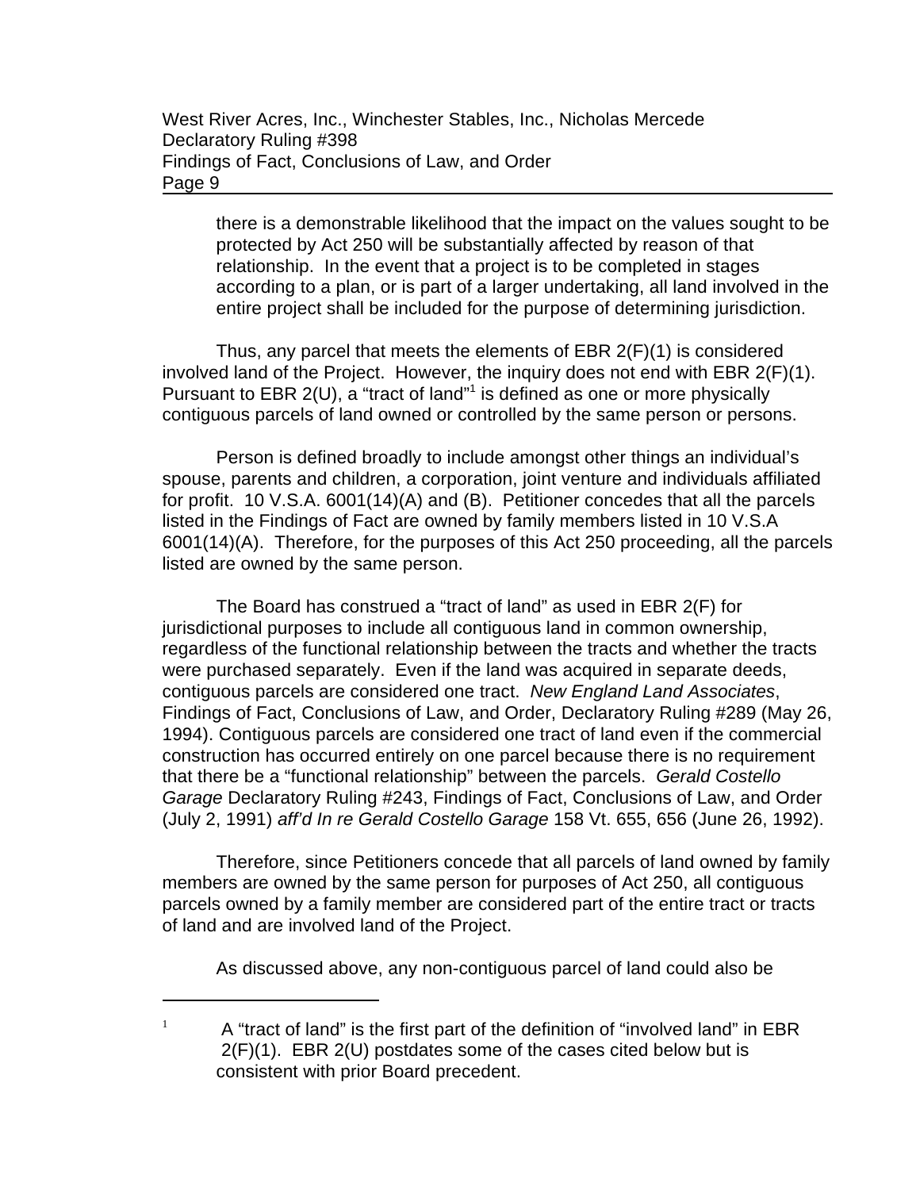> there is a demonstrable likelihood that the impact on the values sought to be protected by Act 250 will be substantially affected by reason of that relationship. In the event that a project is to be completed in stages according to a plan, or is part of a larger undertaking, all land involved in the entire project shall be included for the purpose of determining jurisdiction.

Thus, any parcel that meets the elements of EBR 2(F)(1) is considered involved land of the Project. However, the inquiry does not end with EBR 2(F)(1). Pursuant to EBR 2(U), a "tract of land"[1] is defined as one or more physically contiguous parcels of land owned or controlled by the same person or persons.

Person is defined broadly to include amongst other things an individual's spouse, parents and children, a corporation, joint venture and individuals affiliated for profit. 10 V.S.A. 6001(14)(A) and (B). Petitioner concedes that all the parcels listed in the Findings of Fact are owned by family members listed in 10 V.S.A 6001(14)(A). Therefore, for the purposes of this Act 250 proceeding, all the parcels listed are owned by the same person.

The Board has construed a "tract of land" as used in EBR 2(F) for jurisdictional purposes to include all contiguous land in common ownership, regardless of the functional relationship between the tracts and whether the tracts were purchased separately. Even if the land was acquired in separate deeds, contiguous parcels are considered one tract. *New England Land Associates*, Findings of Fact, Conclusions of Law, and Order, Declaratory Ruling #289 (May 26, 1994). Contiguous parcels are considered one tract of land even if the commercial construction has occurred entirely on one parcel because there is no requirement that there be a "functional relationship" between the parcels. *Gerald Costello Garage* Declaratory Ruling #243, Findings of Fact, Conclusions of Law, and Order (July 2, 1991) *aff'd In re Gerald Costello Garage* 158 Vt. 655, 656 (June 26, 1992).

Therefore, since Petitioners concede that all parcels of land owned by family members are owned by the same person for purposes of Act 250, all contiguous parcels owned by a family member are considered part of the entire tract or tracts of land and are involved land of the Project.

As discussed above, any non-contiguous parcel of land could also be

---

[1] A "tract of land" is the first part of the definition of "involved land" in EBR 2(F)(1). EBR 2(U) postdates some of the cases cited below but is consistent with prior Board precedent.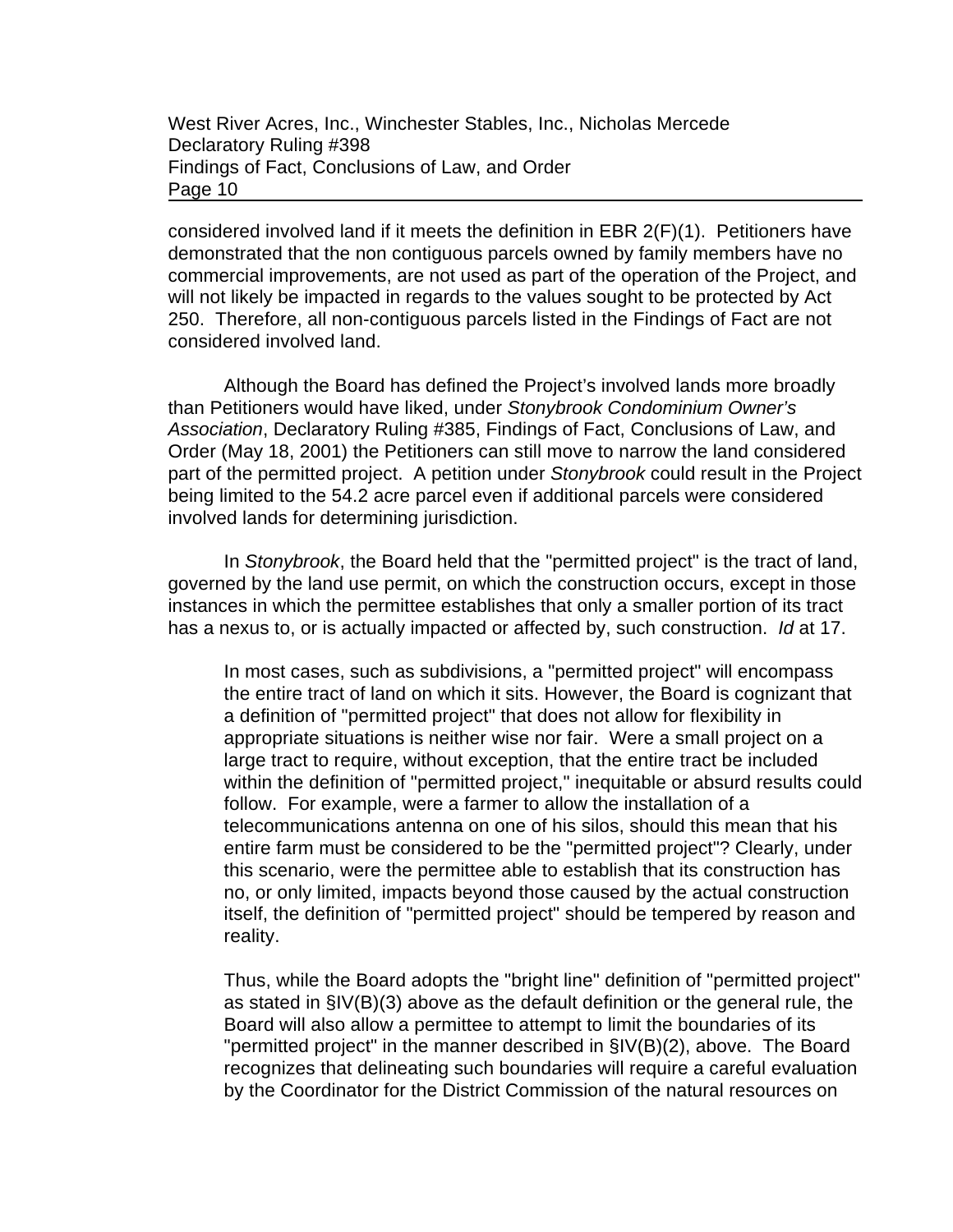considered involved land if it meets the definition in EBR 2(F)(1). Petitioners have demonstrated that the non contiguous parcels owned by family members have no commercial improvements, are not used as part of the operation of the Project, and will not likely be impacted in regards to the values sought to be protected by Act 250. Therefore, all non-contiguous parcels listed in the Findings of Fact are not considered involved land.

Although the Board has defined the Project's involved lands more broadly than Petitioners would have liked, under *Stonybrook Condominium Owner's Association*, Declaratory Ruling #385, Findings of Fact, Conclusions of Law, and Order (May 18, 2001) the Petitioners can still move to narrow the land considered part of the permitted project. A petition under *Stonybrook* could result in the Project being limited to the 54.2 acre parcel even if additional parcels were considered involved lands for determining jurisdiction.

In *Stonybrook*, the Board held that the "permitted project" is the tract of land, governed by the land use permit, on which the construction occurs, except in those instances in which the permittee establishes that only a smaller portion of its tract has a nexus to, or is actually impacted or affected by, such construction. *Id* at 17.

> In most cases, such as subdivisions, a "permitted project" will encompass the entire tract of land on which it sits. However, the Board is cognizant that a definition of "permitted project" that does not allow for flexibility in appropriate situations is neither wise nor fair. Were a small project on a large tract to require, without exception, that the entire tract be included within the definition of "permitted project," inequitable or absurd results could follow. For example, were a farmer to allow the installation of a telecommunications antenna on one of his silos, should this mean that his entire farm must be considered to be the "permitted project"? Clearly, under this scenario, were the permittee able to establish that its construction has no, or only limited, impacts beyond those caused by the actual construction itself, the definition of "permitted project" should be tempered by reason and reality.
>
> Thus, while the Board adopts the "bright line" definition of "permitted project" as stated in §IV(B)(3) above as the default definition or the general rule, the Board will also allow a permittee to attempt to limit the boundaries of its "permitted project" in the manner described in §IV(B)(2), above. The Board recognizes that delineating such boundaries will require a careful evaluation by the Coordinator for the District Commission of the natural resources on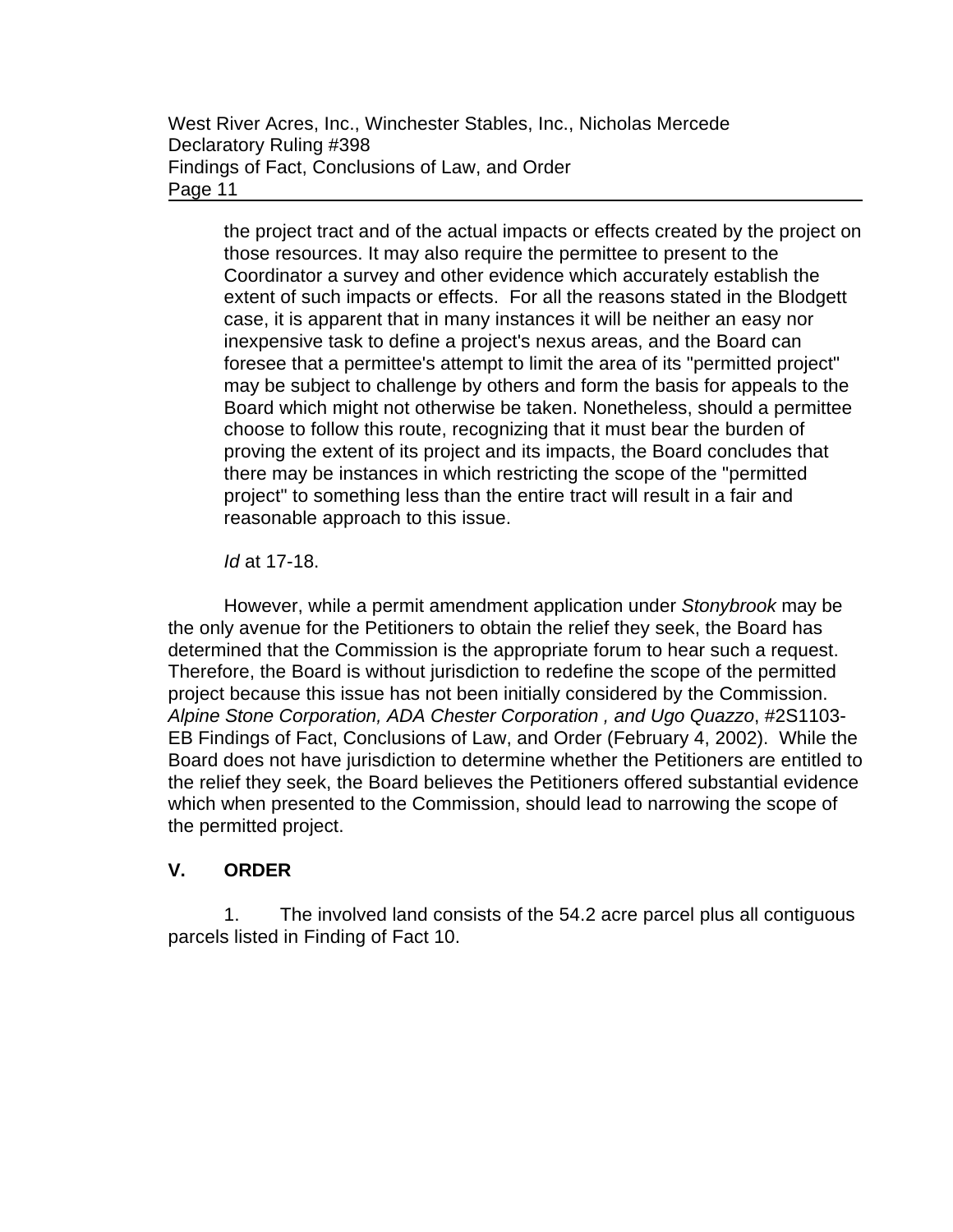> the project tract and of the actual impacts or effects created by the project on those resources. It may also require the permittee to present to the Coordinator a survey and other evidence which accurately establish the extent of such impacts or effects. For all the reasons stated in the Blodgett case, it is apparent that in many instances it will be neither an easy nor inexpensive task to define a project's nexus areas, and the Board can foresee that a permittee's attempt to limit the area of its "permitted project" may be subject to challenge by others and form the basis for appeals to the Board which might not otherwise be taken. Nonetheless, should a permittee choose to follow this route, recognizing that it must bear the burden of proving the extent of its project and its impacts, the Board concludes that there may be instances in which restricting the scope of the "permitted project" to something less than the entire tract will result in a fair and reasonable approach to this issue.
>
> *Id* at 17-18.

However, while a permit amendment application under *Stonybrook* may be the only avenue for the Petitioners to obtain the relief they seek, the Board has determined that the Commission is the appropriate forum to hear such a request. Therefore, the Board is without jurisdiction to redefine the scope of the permitted project because this issue has not been initially considered by the Commission. *Alpine Stone Corporation, ADA Chester Corporation , and Ugo Quazzo*, #2S1103-EB Findings of Fact, Conclusions of Law, and Order (February 4, 2002). While the Board does not have jurisdiction to determine whether the Petitioners are entitled to the relief they seek, the Board believes the Petitioners offered substantial evidence which when presented to the Commission, should lead to narrowing the scope of the permitted project.

## V. ORDER

1. The involved land consists of the 54.2 acre parcel plus all contiguous parcels listed in Finding of Fact 10.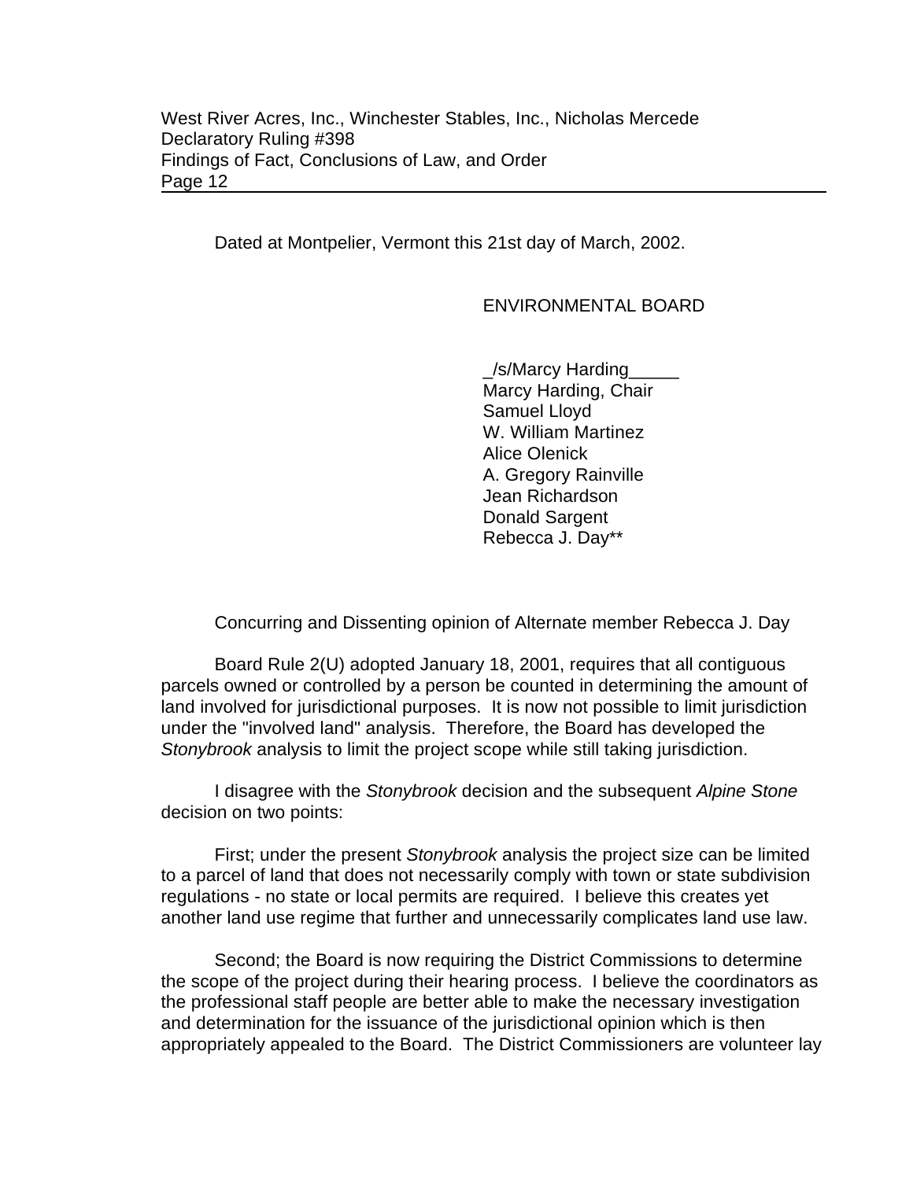Dated at Montpelier, Vermont this 21st day of March, 2002.

ENVIRONMENTAL BOARD

_/s/Marcy Harding_____
Marcy Harding, Chair
Samuel Lloyd
W. William Martinez
Alice Olenick
A. Gregory Rainville
Jean Richardson
Donald Sargent
Rebecca J. Day**

Concurring and Dissenting opinion of Alternate member Rebecca J. Day

Board Rule 2(U) adopted January 18, 2001, requires that all contiguous parcels owned or controlled by a person be counted in determining the amount of land involved for jurisdictional purposes. It is now not possible to limit jurisdiction under the "involved land" analysis. Therefore, the Board has developed the *Stonybrook* analysis to limit the project scope while still taking jurisdiction.

I disagree with the *Stonybrook* decision and the subsequent *Alpine Stone* decision on two points:

First; under the present *Stonybrook* analysis the project size can be limited to a parcel of land that does not necessarily comply with town or state subdivision regulations - no state or local permits are required. I believe this creates yet another land use regime that further and unnecessarily complicates land use law.

Second; the Board is now requiring the District Commissions to determine the scope of the project during their hearing process. I believe the coordinators as the professional staff people are better able to make the necessary investigation and determination for the issuance of the jurisdictional opinion which is then appropriately appealed to the Board. The District Commissioners are volunteer lay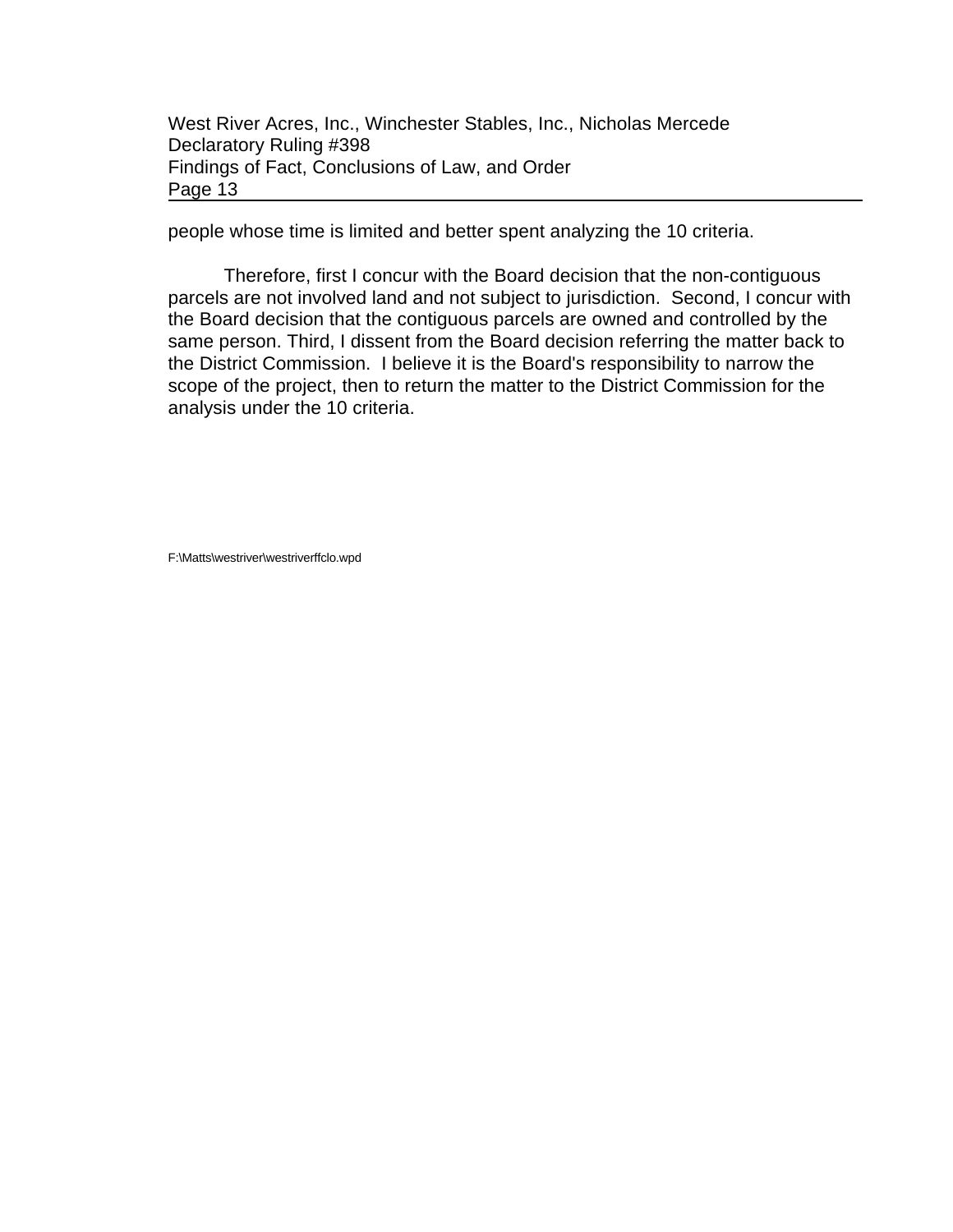people whose time is limited and better spent analyzing the 10 criteria.

Therefore, first I concur with the Board decision that the non-contiguous parcels are not involved land and not subject to jurisdiction. Second, I concur with the Board decision that the contiguous parcels are owned and controlled by the same person. Third, I dissent from the Board decision referring the matter back to the District Commission. I believe it is the Board's responsibility to narrow the scope of the project, then to return the matter to the District Commission for the analysis under the 10 criteria.

F:\Matts\westriver\westriverffclo.wpd